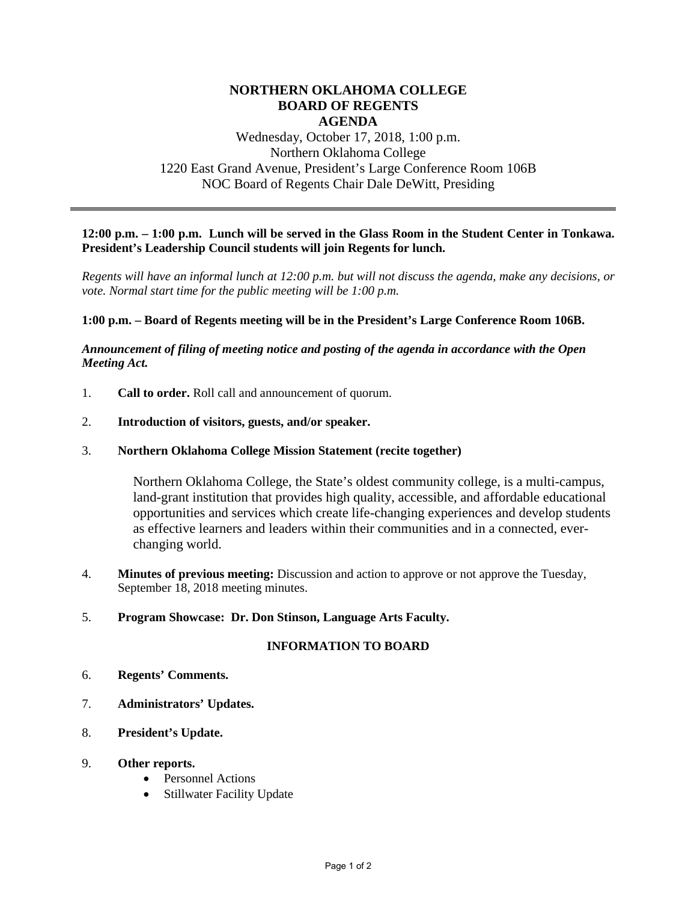# NORTHERN OKLAHOMA COLLEGE
# BOARD OF REGENTS
# AGENDA

Wednesday, October 17, 2018, 1:00 p.m.
Northern Oklahoma College
1220 East Grand Avenue, President's Large Conference Room 106B
NOC Board of Regents Chair Dale DeWitt, Presiding

---

**12:00 p.m. – 1:00 p.m. Lunch will be served in the Glass Room in the Student Center in Tonkawa. President's Leadership Council students will join Regents for lunch.**

*Regents will have an informal lunch at 12:00 p.m. but will not discuss the agenda, make any decisions, or vote. Normal start time for the public meeting will be 1:00 p.m.*

**1:00 p.m. – Board of Regents meeting will be in the President's Large Conference Room 106B.**

***Announcement of filing of meeting notice and posting of the agenda in accordance with the Open Meeting Act.***

1. **Call to order.** Roll call and announcement of quorum.

2. **Introduction of visitors, guests, and/or speaker.**

3. **Northern Oklahoma College Mission Statement (recite together)**

   Northern Oklahoma College, the State's oldest community college, is a multi-campus, land-grant institution that provides high quality, accessible, and affordable educational opportunities and services which create life-changing experiences and develop students as effective learners and leaders within their communities and in a connected, ever-changing world.

4. **Minutes of previous meeting:** Discussion and action to approve or not approve the Tuesday, September 18, 2018 meeting minutes.

5. **Program Showcase: Dr. Don Stinson, Language Arts Faculty.**

### INFORMATION TO BOARD

6. **Regents' Comments.**

7. **Administrators' Updates.**

8. **President's Update.**

9. **Other reports.**
   - Personnel Actions
   - Stillwater Facility Update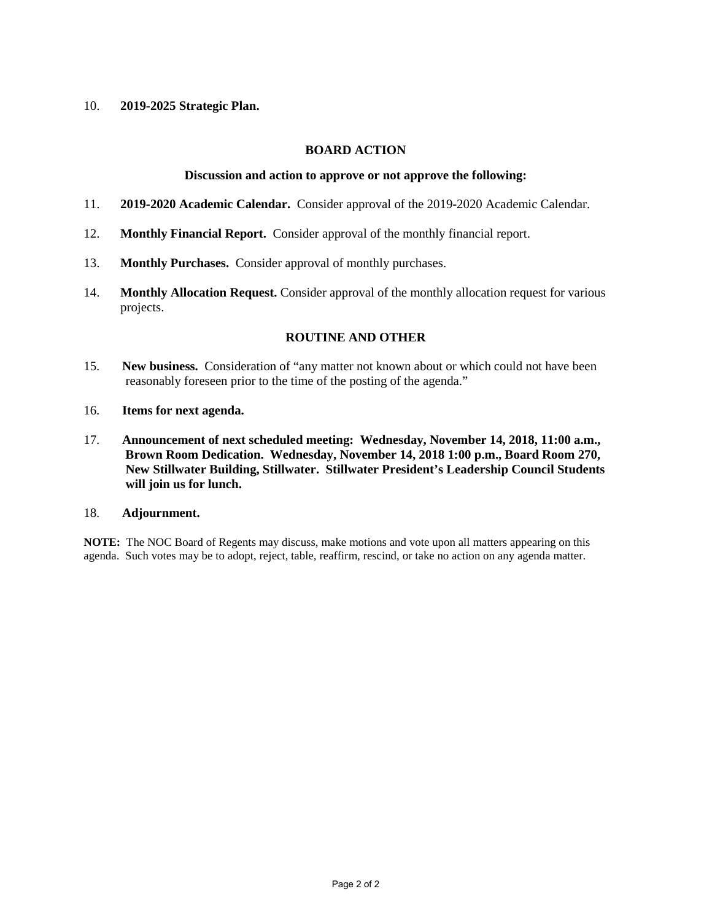10. **2019-2025 Strategic Plan.**

## BOARD ACTION

**Discussion and action to approve or not approve the following:**

11. **2019-2020 Academic Calendar.** Consider approval of the 2019-2020 Academic Calendar.

12. **Monthly Financial Report.** Consider approval of the monthly financial report.

13. **Monthly Purchases.** Consider approval of monthly purchases.

14. **Monthly Allocation Request.** Consider approval of the monthly allocation request for various projects.

## ROUTINE AND OTHER

15. **New business.** Consideration of "any matter not known about or which could not have been reasonably foreseen prior to the time of the posting of the agenda."

16. **Items for next agenda.**

17. **Announcement of next scheduled meeting: Wednesday, November 14, 2018, 11:00 a.m., Brown Room Dedication. Wednesday, November 14, 2018 1:00 p.m., Board Room 270, New Stillwater Building, Stillwater. Stillwater President's Leadership Council Students will join us for lunch.**

18. **Adjournment.**

**NOTE:** The NOC Board of Regents may discuss, make motions and vote upon all matters appearing on this agenda. Such votes may be to adopt, reject, table, reaffirm, rescind, or take no action on any agenda matter.